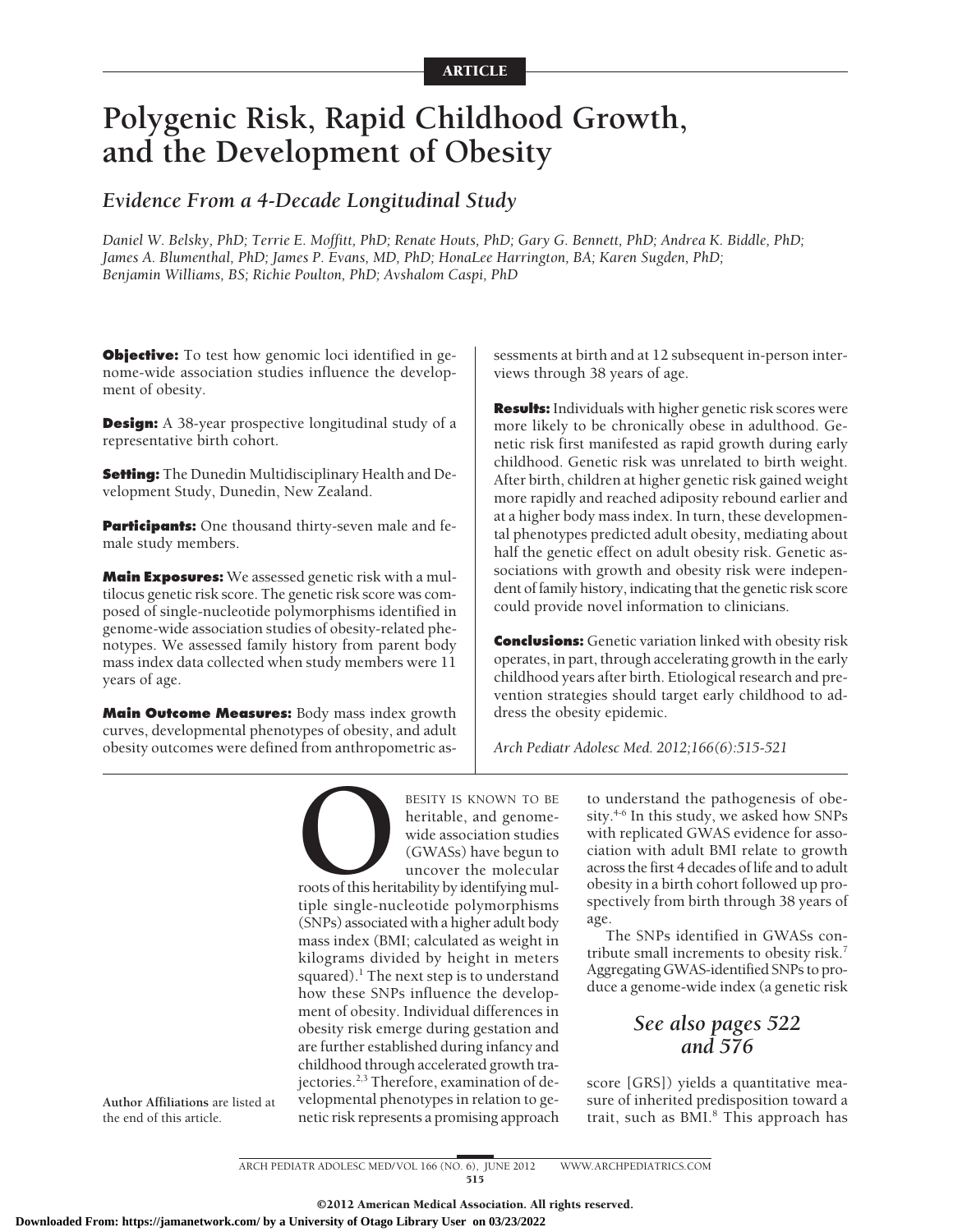ARTICLE

# Polygenic Risk, Rapid Childhood Growth, and the Development of Obesity

## *Evidence From a 4-Decade Longitudinal Study*

*Daniel W. Belsky, PhD; Terrie E. Moffitt, PhD; Renate Houts, PhD; Gary G. Bennett, PhD; Andrea K. Biddle, PhD; James A. Blumenthal, PhD; James P. Evans, MD, PhD; HonaLee Harrington, BA; Karen Sugden, PhD; Benjamin Williams, BS; Richie Poulton, PhD; Avshalom Caspi, PhD*

**Objective:** To test how genomic loci identified in genome-wide association studies influence the development of obesity.

**Design:** A 38-year prospective longitudinal study of a representative birth cohort.

**Setting:** The Dunedin Multidisciplinary Health and Development Study, Dunedin, New Zealand.

**Participants:** One thousand thirty-seven male and female study members.

**Main Exposures:** We assessed genetic risk with a multilocus genetic risk score. The genetic risk score was composed of single-nucleotide polymorphisms identified in genome-wide association studies of obesity-related phenotypes. We assessed family history from parent body mass index data collected when study members were 11 years of age.

**Main Outcome Measures:** Body mass index growth curves, developmental phenotypes of obesity, and adult obesity outcomes were defined from anthropometric assessments at birth and at 12 subsequent in-person interviews through 38 years of age.

**Results:** Individuals with higher genetic risk scores were more likely to be chronically obese in adulthood. Genetic risk first manifested as rapid growth during early childhood. Genetic risk was unrelated to birth weight. After birth, children at higher genetic risk gained weight more rapidly and reached adiposity rebound earlier and at a higher body mass index. In turn, these developmental phenotypes predicted adult obesity, mediating about half the genetic effect on adult obesity risk. Genetic associations with growth and obesity risk were independent of family history, indicating that the genetic risk score could provide novel information to clinicians.

**Conclusions:** Genetic variation linked with obesity risk operates, in part, through accelerating growth in the early childhood years after birth. Etiological research and prevention strategies should target early childhood to address the obesity epidemic.

*Arch Pediatr Adolesc Med. 2012;166(6):515-521*

Author Affiliations are listed at the end of this article.

OBESITY IS KNOWN TO BE heritable, and genome-wide association studies (GWASs) have begun to uncover the molecular roots of this heritability by identifying multiple single-nucleotide polymorphisms (SNPs) associated with a higher adult body mass index (BMI; calculated as weight in kilograms divided by height in meters squared).[1] The next step is to understand how these SNPs influence the development of obesity. Individual differences in obesity risk emerge during gestation and are further established during infancy and childhood through accelerated growth trajectories.[2,3] Therefore, examination of developmental phenotypes in relation to genetic risk represents a promising approach to understand the pathogenesis of obesity.[4-6] In this study, we asked how SNPs with replicated GWAS evidence for association with adult BMI relate to growth across the first 4 decades of life and to adult obesity in a birth cohort followed up prospectively from birth through 38 years of age.

The SNPs identified in GWASs contribute small increments to obesity risk.[7] Aggregating GWAS-identified SNPs to produce a genome-wide index (a genetic risk score [GRS]) yields a quantitative measure of inherited predisposition toward a trait, such as BMI.[8] This approach has

*See also pages 522 and 576*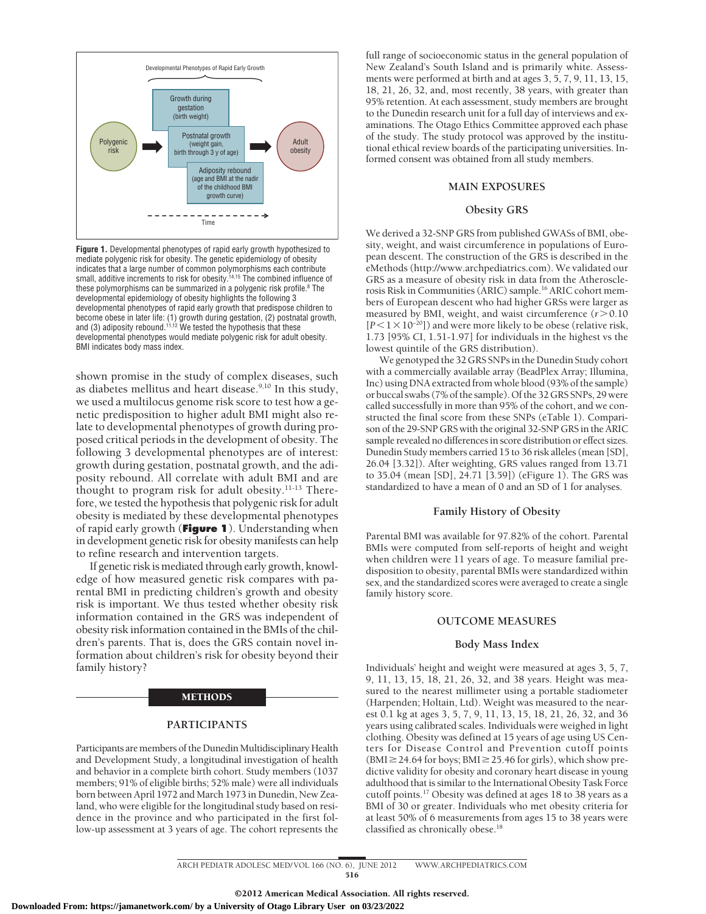Figure 1. Developmental phenotypes of rapid early growth hypothesized to mediate polygenic risk for obesity. The genetic epidemiology of obesity indicates that a large number of common polymorphisms each contribute small, additive increments to risk for obesity.[14,15] The combined influence of these polymorphisms can be summarized in a polygenic risk profile.[8] The developmental epidemiology of obesity highlights the following 3 developmental phenotypes of rapid early growth that predispose children to become obese in later life: (1) growth during gestation, (2) postnatal growth, and (3) adiposity rebound.[11,12] We tested the hypothesis that these developmental phenotypes would mediate polygenic risk for adult obesity. BMI indicates body mass index.

shown promise in the study of complex diseases, such as diabetes mellitus and heart disease.[9,10] In this study, we used a multilocus genome risk score to test how a genetic predisposition to higher adult BMI might also relate to developmental phenotypes of growth during proposed critical periods in the development of obesity. The following 3 developmental phenotypes are of interest: growth during gestation, postnatal growth, and the adiposity rebound. All correlate with adult BMI and are thought to program risk for adult obesity.[11-13] Therefore, we tested the hypothesis that polygenic risk for adult obesity is mediated by these developmental phenotypes of rapid early growth (**Figure 1**). Understanding when in development genetic risk for obesity manifests can help to refine research and intervention targets.

If genetic risk is mediated through early growth, knowledge of how measured genetic risk compares with parental BMI in predicting children's growth and obesity risk is important. We thus tested whether obesity risk information contained in the GRS was independent of obesity risk information contained in the BMIs of the children's parents. That is, does the GRS contain novel information about children's risk for obesity beyond their family history?

## METHODS

### PARTICIPANTS

Participants are members of the Dunedin Multidisciplinary Health and Development Study, a longitudinal investigation of health and behavior in a complete birth cohort. Study members (1037 members; 91% of eligible births; 52% male) were all individuals born between April 1972 and March 1973 in Dunedin, New Zealand, who were eligible for the longitudinal study based on residence in the province and who participated in the first follow-up assessment at 3 years of age. The cohort represents the full range of socioeconomic status in the general population of New Zealand's South Island and is primarily white. Assessments were performed at birth and at ages 3, 5, 7, 9, 11, 13, 15, 18, 21, 26, 32, and, most recently, 38 years, with greater than 95% retention. At each assessment, study members are brought to the Dunedin research unit for a full day of interviews and examinations. The Otago Ethics Committee approved each phase of the study. The study protocol was approved by the institutional ethical review boards of the participating universities. Informed consent was obtained from all study members.

### MAIN EXPOSURES

#### Obesity GRS

We derived a 32-SNP GRS from published GWASs of BMI, obesity, weight, and waist circumference in populations of European descent. The construction of the GRS is described in the eMethods (http://www.archpediatrics.com). We validated our GRS as a measure of obesity risk in data from the Atherosclerosis Risk in Communities (ARIC) sample.[16] ARIC cohort members of European descent who had higher GRSs were larger as measured by BMI, weight, and waist circumference ($r > 0.10$ [$P < 1 \times 10^{-20}$]) and were more likely to be obese (relative risk, 1.73 [95% CI, 1.51-1.97] for individuals in the highest vs the lowest quintile of the GRS distribution).

We genotyped the 32 GRS SNPs in the Dunedin Study cohort with a commercially available array (BeadPlex Array; Illumina, Inc) using DNA extracted from whole blood (93% of the sample) or buccal swabs (7% of the sample). Of the 32 GRS SNPs, 29 were called successfully in more than 95% of the cohort, and we constructed the final score from these SNPs (eTable 1). Comparison of the 29-SNP GRS with the original 32-SNP GRS in the ARIC sample revealed no differences in score distribution or effect sizes. Dunedin Study members carried 15 to 36 risk alleles (mean [SD], 26.04 [3.32]). After weighting, GRS values ranged from 13.71 to 35.04 (mean [SD], 24.71 [3.59]) (eFigure 1). The GRS was standardized to have a mean of 0 and an SD of 1 for analyses.

#### Family History of Obesity

Parental BMI was available for 97.82% of the cohort. Parental BMIs were computed from self-reports of height and weight when children were 11 years of age. To measure familial predisposition to obesity, parental BMIs were standardized within sex, and the standardized scores were averaged to create a single family history score.

### OUTCOME MEASURES

#### Body Mass Index

Individuals' height and weight were measured at ages 3, 5, 7, 9, 11, 13, 15, 18, 21, 26, 32, and 38 years. Height was measured to the nearest millimeter using a portable stadiometer (Harpenden; Holtain, Ltd). Weight was measured to the nearest 0.1 kg at ages 3, 5, 7, 9, 11, 13, 15, 18, 21, 26, 32, and 36 years using calibrated scales. Individuals were weighed in light clothing. Obesity was defined at 15 years of age using US Centers for Disease Control and Prevention cutoff points (BMI ≥ 24.64 for boys; BMI ≥ 25.46 for girls), which show predictive validity for obesity and coronary heart disease in young adulthood that is similar to the International Obesity Task Force cutoff points.[17] Obesity was defined at ages 18 to 38 years as a BMI of 30 or greater. Individuals who met obesity criteria for at least 50% of 6 measurements from ages 15 to 38 years were classified as chronically obese.[18]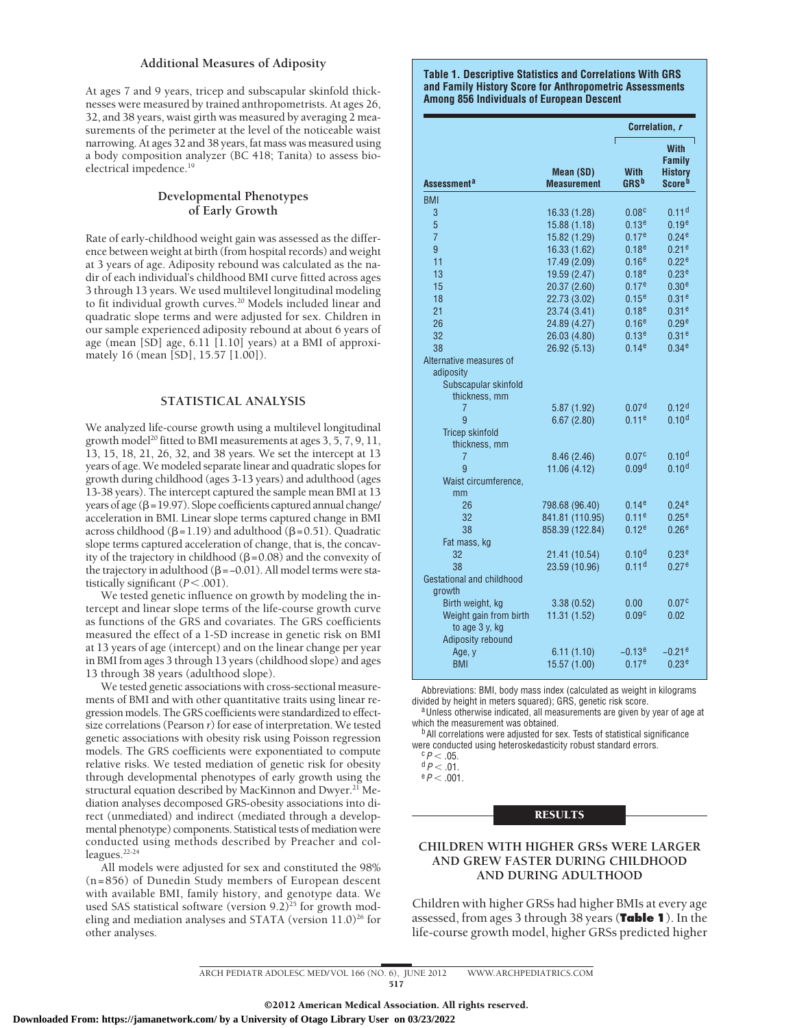### Additional Measures of Adiposity

At ages 7 and 9 years, tricep and subscapular skinfold thicknesses were measured by trained anthropometrists. At ages 26, 32, and 38 years, waist girth was measured by averaging 2 measurements of the perimeter at the level of the noticeable waist narrowing. At ages 32 and 38 years, fat mass was measured using a body composition analyzer (BC 418; Tanita) to assess bioelectrical impedence.[19]

### Developmental Phenotypes of Early Growth

Rate of early-childhood weight gain was assessed as the difference between weight at birth (from hospital records) and weight at 3 years of age. Adiposity rebound was calculated as the nadir of each individual's childhood BMI curve fitted across ages 3 through 13 years. We used multilevel individual longitudinal modeling to fit individual growth curves.[20] Models included linear and quadratic slope terms and were adjusted for sex. Children in our sample experienced adiposity rebound at about 6 years of age (mean [SD] age, 6.11 [1.10] years) at a BMI of approximately 16 (mean [SD], 15.57 [1.00]).

## STATISTICAL ANALYSIS

We analyzed life-course growth using a multilevel longitudinal growth model[20] fitted to BMI measurements at ages 3, 5, 7, 9, 11, 13, 15, 18, 21, 26, 32, and 38 years. We set the intercept at 13 years of age. We modeled separate linear and quadratic slopes for growth during childhood (ages 3-13 years) and adulthood (ages 13-38 years). The intercept captured the sample mean BMI at 13 years of age ($\beta = 19.97$). Slope coefficients captured annual change/acceleration in BMI. Linear slope terms captured change in BMI across childhood ($\beta = 1.19$) and adulthood ($\beta = 0.51$). Quadratic slope terms captured acceleration of change, that is, the concavity of the trajectory in childhood ($\beta = 0.08$) and the convexity of the trajectory in adulthood ($\beta = -0.01$). All model terms were statistically significant ($P < .001$).

We tested genetic influence on growth by modeling the intercept and linear slope terms of the life-course growth curve as functions of the GRS and covariates. The GRS coefficients measured the effect of a 1-SD increase in genetic risk on BMI at 13 years of age (intercept) and on the linear change per year in BMI from ages 3 through 13 years (childhood slope) and ages 13 through 38 years (adulthood slope).

We tested genetic associations with cross-sectional measurements of BMI and with other quantitative traits using linear regression models. The GRS coefficients were standardized to effect-size correlations (Pearson *r*) for ease of interpretation. We tested genetic associations with obesity risk using Poisson regression models. The GRS coefficients were exponentiated to compute relative risks. We tested mediation of genetic risk for obesity through developmental phenotypes of early growth using the structural equation described by MacKinnon and Dwyer.[21] Mediation analyses decomposed GRS-obesity associations into direct (unmediated) and indirect (mediated through a developmental phenotype) components. Statistical tests of mediation were conducted using methods described by Preacher and colleagues.[22-24]

All models were adjusted for sex and constituted the 98% (n=856) of Dunedin Study members of European descent with available BMI, family history, and genotype data. We used SAS statistical software (version 9.2)[25] for growth modeling and mediation analyses and STATA (version 11.0)[26] for other analyses.

**Table 1. Descriptive Statistics and Correlations With GRS and Family History Score for Anthropometric Assessments Among 856 Individuals of European Descent**

| Assessment[a] | Mean (SD) Measurement | Correlation, *r*: With GRS[b] | Correlation, *r*: With Family History Score[b] |
|---|---|---|---|
| BMI | | | |
| 3 | 16.33 (1.28) | 0.08[c] | 0.11[d] |
| 5 | 15.88 (1.18) | 0.13[e] | 0.19[e] |
| 7 | 15.82 (1.29) | 0.17[e] | 0.24[e] |
| 9 | 16.33 (1.62) | 0.18[e] | 0.21[e] |
| 11 | 17.49 (2.09) | 0.16[e] | 0.22[e] |
| 13 | 19.59 (2.47) | 0.18[e] | 0.23[e] |
| 15 | 20.37 (2.60) | 0.17[e] | 0.30[e] |
| 18 | 22.73 (3.02) | 0.15[e] | 0.31[e] |
| 21 | 23.74 (3.41) | 0.18[e] | 0.31[e] |
| 26 | 24.89 (4.27) | 0.16[e] | 0.29[e] |
| 32 | 26.03 (4.80) | 0.13[e] | 0.31[e] |
| 38 | 26.92 (5.13) | 0.14[e] | 0.34[e] |
| Alternative measures of adiposity | | | |
| Subscapular skinfold thickness, mm | | | |
| 7 | 5.87 (1.92) | 0.07[d] | 0.12[d] |
| 9 | 6.67 (2.80) | 0.11[e] | 0.10[d] |
| Tricep skinfold thickness, mm | | | |
| 7 | 8.46 (2.46) | 0.07[c] | 0.10[d] |
| 9 | 11.06 (4.12) | 0.09[d] | 0.10[d] |
| Waist circumference, mm | | | |
| 26 | 798.68 (96.40) | 0.14[e] | 0.24[e] |
| 32 | 841.81 (110.95) | 0.11[e] | 0.25[e] |
| 38 | 858.39 (122.84) | 0.12[e] | 0.26[e] |
| Fat mass, kg | | | |
| 32 | 21.41 (10.54) | 0.10[d] | 0.23[e] |
| 38 | 23.59 (10.96) | 0.11[d] | 0.27[e] |
| Gestational and childhood growth | | | |
| Birth weight, kg | 3.38 (0.52) | 0.00 | 0.07[c] |
| Weight gain from birth to age 3 y, kg | 11.31 (1.52) | 0.09[c] | 0.02 |
| Adiposity rebound | | | |
| Age, y | 6.11 (1.10) | −0.13[e] | −0.21[e] |
| BMI | 15.57 (1.00) | 0.17[e] | 0.23[e] |

Abbreviations: BMI, body mass index (calculated as weight in kilograms divided by height in meters squared); GRS, genetic risk score.

[a] Unless otherwise indicated, all measurements are given by year of age at which the measurement was obtained.

[b] All correlations were adjusted for sex. Tests of statistical significance were conducted using heteroskedasticity robust standard errors.

[c] $P < .05$.

[d] $P < .01$.

[e] $P < .001$.

## RESULTS

### CHILDREN WITH HIGHER GRSs WERE LARGER AND GREW FASTER DURING CHILDHOOD AND DURING ADULTHOOD

Children with higher GRSs had higher BMIs at every age assessed, from ages 3 through 38 years (**Table 1**). In the life-course growth model, higher GRSs predicted higher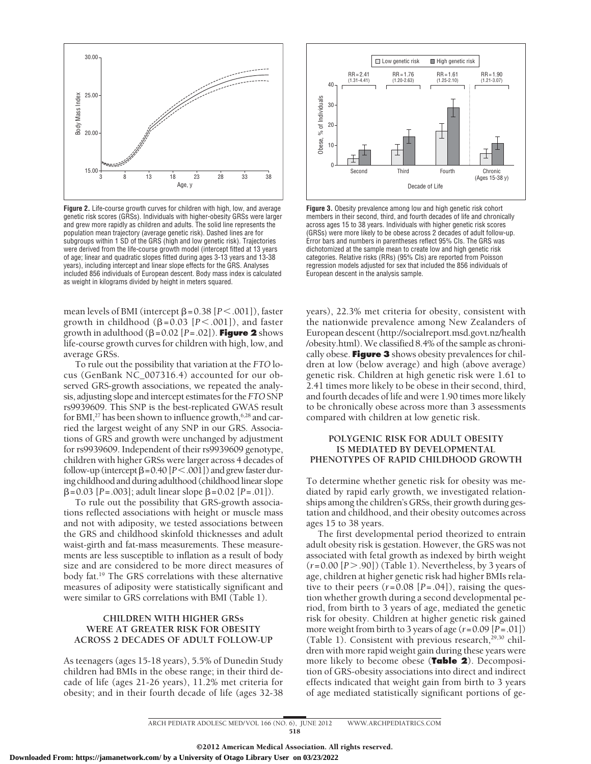**Figure 2.** Life-course growth curves for children with high, low, and average genetic risk scores (GRSs). Individuals with higher-obesity GRSs were larger and grew more rapidly as children and adults. The solid line represents the population mean trajectory (average genetic risk). Dashed lines are for subgroups within 1 SD of the GRS (high and low genetic risk). Trajectories were derived from the life-course growth model (intercept fitted at 13 years of age; linear and quadratic slopes fitted during ages 3-13 years and 13-38 years), including intercept and linear slope effects for the GRS. Analyses included 856 individuals of European descent. Body mass index is calculated as weight in kilograms divided by height in meters squared.

**Figure 3.** Obesity prevalence among low and high genetic risk cohort members in their second, third, and fourth decades of life and chronically across ages 15 to 38 years. Individuals with higher genetic risk scores (GRSs) were more likely to be obese across 2 decades of adult follow-up. Error bars and numbers in parentheses reflect 95% CIs. The GRS was dichotomized at the sample mean to create low and high genetic risk categories. Relative risks (RRs) (95% CIs) are reported from Poisson regression models adjusted for sex that included the 856 individuals of European descent in the analysis sample.

mean levels of BMI (intercept $\beta=0.38$ [$P<.001$]), faster growth in childhood ($\beta=0.03$ [$P<.001$]), and faster growth in adulthood ($\beta=0.02$ [$P=.02$]). **Figure 2** shows life-course growth curves for children with high, low, and average GRSs.

To rule out the possibility that variation at the *FTO* locus (GenBank NC_007316.4) accounted for our observed GRS-growth associations, we repeated the analysis, adjusting slope and intercept estimates for the *FTO* SNP rs9939609. This SNP is the best-replicated GWAS result for BMI,[27] has been shown to influence growth,[6,28] and carried the largest weight of any SNP in our GRS. Associations of GRS and growth were unchanged by adjustment for rs9939609. Independent of their rs9939609 genotype, children with higher GRSs were larger across 4 decades of follow-up (intercept $\beta=0.40$ [$P<.001$]) and grew faster during childhood and during adulthood (childhood linear slope $\beta=0.03$ [$P=.003$]; adult linear slope $\beta=0.02$ [$P=.01$]).

To rule out the possibility that GRS-growth associations reflected associations with height or muscle mass and not with adiposity, we tested associations between the GRS and childhood skinfold thicknesses and adult waist-girth and fat-mass measurements. These measurements are less susceptible to inflation as a result of body size and are considered to be more direct measures of body fat.[19] The GRS correlations with these alternative measures of adiposity were statistically significant and were similar to GRS correlations with BMI (Table 1).

## CHILDREN WITH HIGHER GRSs WERE AT GREATER RISK FOR OBESITY ACROSS 2 DECADES OF ADULT FOLLOW-UP

As teenagers (ages 15-18 years), 5.5% of Dunedin Study children had BMIs in the obese range; in their third decade of life (ages 21-26 years), 11.2% met criteria for obesity; and in their fourth decade of life (ages 32-38 years), 22.3% met criteria for obesity, consistent with the nationwide prevalence among New Zealanders of European descent (http://socialreport.msd.govt.nz/health/obesity.html). We classified 8.4% of the sample as chronically obese. **Figure 3** shows obesity prevalences for children at low (below average) and high (above average) genetic risk. Children at high genetic risk were 1.61 to 2.41 times more likely to be obese in their second, third, and fourth decades of life and were 1.90 times more likely to be chronically obese across more than 3 assessments compared with children at low genetic risk.

## POLYGENIC RISK FOR ADULT OBESITY IS MEDIATED BY DEVELOPMENTAL PHENOTYPES OF RAPID CHILDHOOD GROWTH

To determine whether genetic risk for obesity was mediated by rapid early growth, we investigated relationships among the children's GRSs, their growth during gestation and childhood, and their obesity outcomes across ages 15 to 38 years.

The first developmental period theorized to entrain adult obesity risk is gestation. However, the GRS was not associated with fetal growth as indexed by birth weight ($r=0.00$ [$P>.90$]) (Table 1). Nevertheless, by 3 years of age, children at higher genetic risk had higher BMIs relative to their peers ($r=0.08$ [$P=.04$]), raising the question whether growth during a second developmental period, from birth to 3 years of age, mediated the genetic risk for obesity. Children at higher genetic risk gained more weight from birth to 3 years of age ($r=0.09$ [$P=.01$]) (Table 1). Consistent with previous research,[29,30] children with more rapid weight gain during these years were more likely to become obese (**Table 2**). Decomposition of GRS-obesity associations into direct and indirect effects indicated that weight gain from birth to 3 years of age mediated statistically significant portions of ge-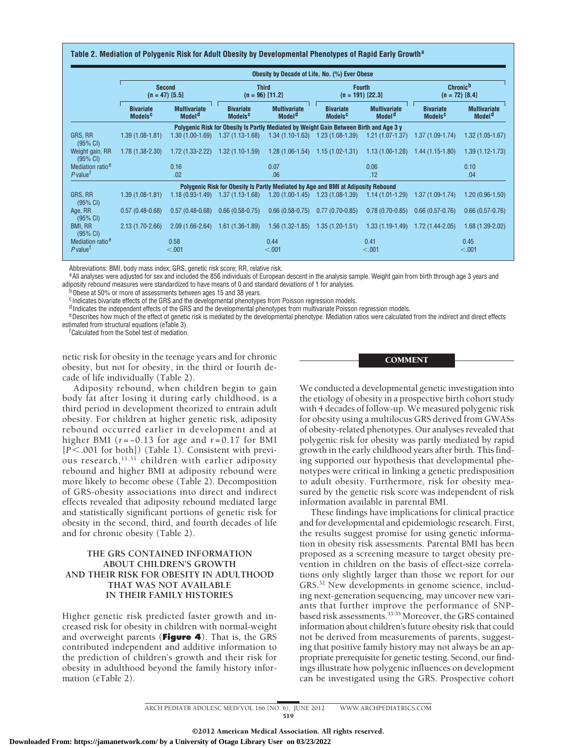**Table 2. Mediation of Polygenic Risk for Adult Obesity by Developmental Phenotypes of Rapid Early Growth[a]**

| | Obesity by Decade of Life, No. (%) Ever Obese | | | | | | | |
|---|---|---|---|---|---|---|---|---|
| | Second (n = 47) [5.5] | | Third (n = 96) [11.2] | | Fourth (n = 191) [22.3] | | Chronic[b] (n = 72) [8.4] | |
| | Bivariate Models[c] | Multivariate Model[d] | Bivariate Models[c] | Multivariate Model[d] | Bivariate Models[c] | Multivariate Model[d] | Bivariate Models[c] | Multivariate Model[d] |
| **Polygenic Risk for Obesity Is Partly Mediated by Weight Gain Between Birth and Age 3 y** | | | | | | | | |
| GRS, RR (95% CI) | 1.39 (1.08-1.81) | 1.30 (1.00-1.69) | 1.37 (1.13-1.68) | 1.34 (1.10-1.63) | 1.23 (1.08-1.39) | 1.21 (1.07-1.37) | 1.37 (1.09-1.74) | 1.32 (1.05-1.67) |
| Weight gain, RR (95% CI) | 1.78 (1.38-2.30) | 1.72 (1.33-2.22) | 1.32 (1.10-1.59) | 1.28 (1.06-1.54) | 1.15 (1.02-1.31) | 1.13 (1.00-1.28) | 1.44 (1.15-1.80) | 1.39 (1.12-1.73) |
| Mediation ratio[e] | | 0.16 | | 0.07 | | 0.06 | | 0.10 |
| *P* value[f] | | .02 | | .06 | | .12 | | .04 |
| **Polygenic Risk for Obesity Is Partly Mediated by Age and BMI at Adiposity Rebound** | | | | | | | | |
| GRS, RR (95% CI) | 1.39 (1.08-1.81) | 1.18 (0.93-1.49) | 1.37 (1.13-1.68) | 1.20 (1.00-1.45) | 1.23 (1.08-1.39) | 1.14 (1.01-1.29) | 1.37 (1.09-1.74) | 1.20 (0.96-1.50) |
| Age, RR (95% CI) | 0.57 (0.48-0.68) | 0.57 (0.48-0.68) | 0.66 (0.58-0.75) | 0.66 (0.58-0.75) | 0.77 (0.70-0.85) | 0.78 (0.70-0.85) | 0.66 (0.57-0.76) | 0.66 (0.57-0.76) |
| BMI, RR (95% CI) | 2.13 (1.70-2.66) | 2.09 (1.66-2.64) | 1.61 (1.36-1.89) | 1.56 (1.32-1.85) | 1.35 (1.20-1.51) | 1.33 (1.19-1.49) | 1.72 (1.44-2.05) | 1.68 (1.39-2.02) |
| Mediation ratio[e] | | 0.58 | | 0.44 | | 0.41 | | 0.45 |
| *P* value[f] | | <.001 | | <.001 | | <.001 | | <.001 |

Abbreviations: BMI, body mass index; GRS, genetic risk score; RR, relative risk.
[a]All analyses were adjusted for sex and included the 856 individuals of European descent in the analysis sample. Weight gain from birth through age 3 years and adiposity rebound measures were standardized to have means of 0 and standard deviations of 1 for analyses.
[b]Obese at 50% or more of assessments between ages 15 and 38 years.
[c]Indicates bivariate effects of the GRS and the developmental phenotypes from Poisson regression models.
[d]Indicates the independent effects of the GRS and the developmental phenotypes from multivariate Poisson regression models.
[e]Describes how much of the effect of genetic risk is mediated by the developmental phenotype. Mediation ratios were calculated from the indirect and direct effects estimated from structural equations (eTable 3).
[f]Calculated from the Sobel test of mediation.

netic risk for obesity in the teenage years and for chronic obesity, but not for obesity, in the third or fourth decade of life individually (Table 2).

Adiposity rebound, when children begin to gain body fat after losing it during early childhood, is a third period in development theorized to entrain adult obesity. For children at higher genetic risk, adiposity rebound occurred earlier in development and at higher BMI ($r = -0.13$ for age and $r = 0.17$ for BMI [$P < .001$ for both]) (Table 1). Consistent with previous research,[11,31] children with earlier adiposity rebound and higher BMI at adiposity rebound were more likely to become obese (Table 2). Decomposition of GRS-obesity associations into direct and indirect effects revealed that adiposity rebound mediated large and statistically significant portions of genetic risk for obesity in the second, third, and fourth decades of life and for chronic obesity (Table 2).

### THE GRS CONTAINED INFORMATION ABOUT CHILDREN'S GROWTH AND THEIR RISK FOR OBESITY IN ADULTHOOD THAT WAS NOT AVAILABLE IN THEIR FAMILY HISTORIES

Higher genetic risk predicted faster growth and increased risk for obesity in children with normal-weight and overweight parents (**Figure 4**). That is, the GRS contributed independent and additive information to the prediction of children's growth and their risk for obesity in adulthood beyond the family history information (eTable 2).

## COMMENT

We conducted a developmental genetic investigation into the etiology of obesity in a prospective birth cohort study with 4 decades of follow-up. We measured polygenic risk for obesity using a multilocus GRS derived from GWASs of obesity-related phenotypes. Our analyses revealed that polygenic risk for obesity was partly mediated by rapid growth in the early childhood years after birth. This finding supported our hypothesis that developmental phenotypes were critical in linking a genetic predisposition to adult obesity. Furthermore, risk for obesity measured by the genetic risk score was independent of risk information available in parental BMI.

These findings have implications for clinical practice and for developmental and epidemiologic research. First, the results suggest promise for using genetic information in obesity risk assessments. Parental BMI has been proposed as a screening measure to target obesity prevention in children on the basis of effect-size correlations only slightly larger than those we report for our GRS.[32] New developments in genome science, including next-generation sequencing, may uncover new variants that further improve the performance of SNP-based risk assessments.[33-35] Moreover, the GRS contained information about children's future obesity risk that could not be derived from measurements of parents, suggesting that positive family history may not always be an appropriate prerequisite for genetic testing. Second, our findings illustrate how polygenic influences on development can be investigated using the GRS. Prospective cohort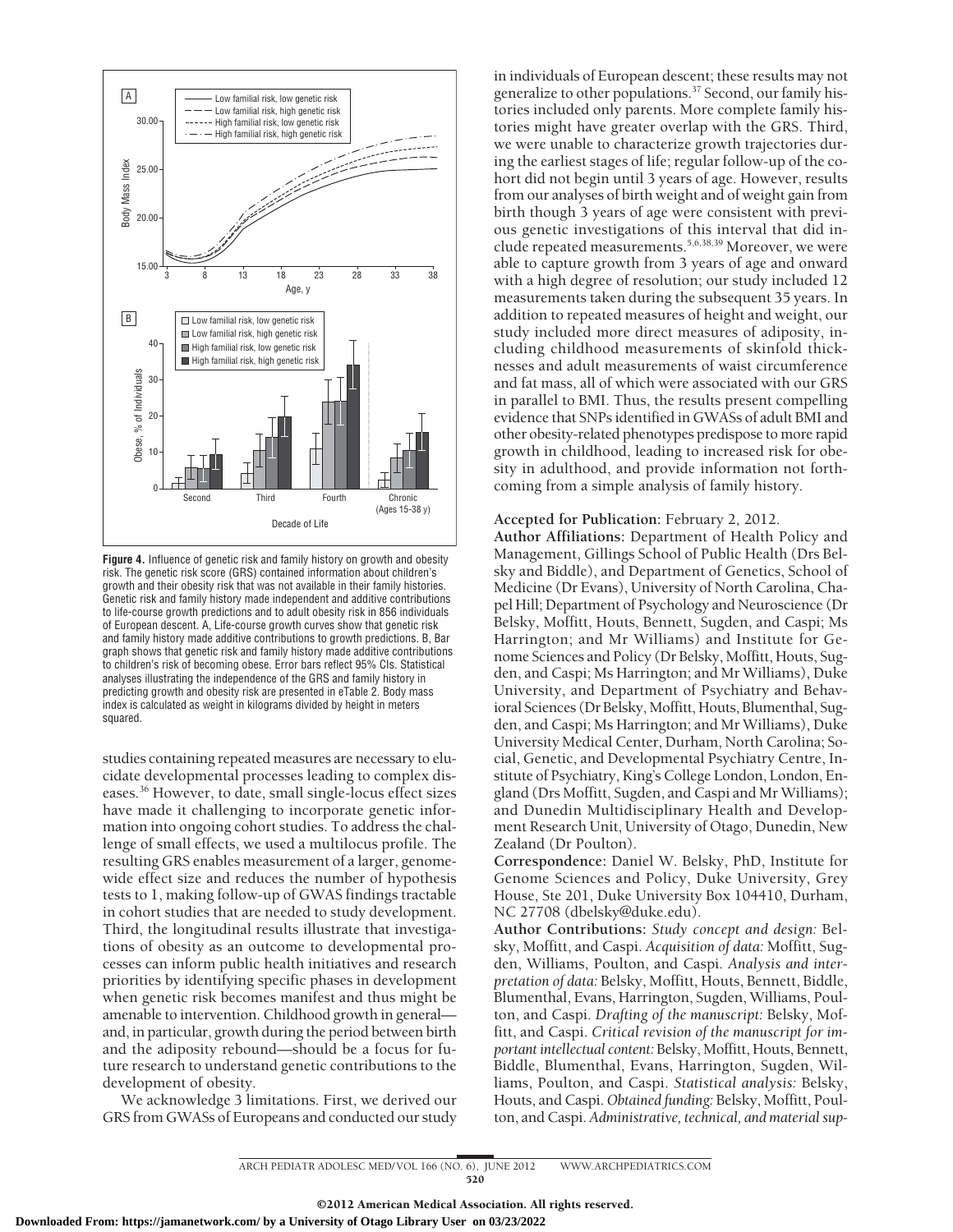A

Low familial risk, low genetic risk
Low familial risk, high genetic risk
High familial risk, low genetic risk
High familial risk, high genetic risk

Body Mass Index

30.00
25.00
20.00
15.00

3 8 13 18 23 28 33 38

Age, y

B

Low familial risk, low genetic risk
Low familial risk, high genetic risk
High familial risk, low genetic risk
High familial risk, high genetic risk

Obese, % of Individuals

40
30
20
10
0

Second
Third
Fourth
Chronic (Ages 15-38 y)

Decade of Life

**Figure 4.** Influence of genetic risk and family history on growth and obesity risk. The genetic risk score (GRS) contained information about children's growth and their obesity risk that was not available in their family histories. Genetic risk and family history made independent and additive contributions to life-course growth predictions and to adult obesity risk in 856 individuals of European descent. A, Life-course growth curves show that genetic risk and family history made additive contributions to growth predictions. B, Bar graph shows that genetic risk and family history made additive contributions to children's risk of becoming obese. Error bars reflect 95% CIs. Statistical analyses illustrating the independence of the GRS and family history in predicting growth and obesity risk are presented in eTable 2. Body mass index is calculated as weight in kilograms divided by height in meters squared.

studies containing repeated measures are necessary to elucidate developmental processes leading to complex diseases.[36] However, to date, small single-locus effect sizes have made it challenging to incorporate genetic information into ongoing cohort studies. To address the challenge of small effects, we used a multilocus profile. The resulting GRS enables measurement of a larger, genome-wide effect size and reduces the number of hypothesis tests to 1, making follow-up of GWAS findings tractable in cohort studies that are needed to study development. Third, the longitudinal results illustrate that investigations of obesity as an outcome to developmental processes can inform public health initiatives and research priorities by identifying specific phases in development when genetic risk becomes manifest and thus might be amenable to intervention. Childhood growth in general—and, in particular, growth during the period between birth and the adiposity rebound—should be a focus for future research to understand genetic contributions to the development of obesity.

We acknowledge 3 limitations. First, we derived our GRS from GWASs of Europeans and conducted our study in individuals of European descent; these results may not generalize to other populations.[37] Second, our family histories included only parents. More complete family histories might have greater overlap with the GRS. Third, we were unable to characterize growth trajectories during the earliest stages of life; regular follow-up of the cohort did not begin until 3 years of age. However, results from our analyses of birth weight and of weight gain from birth though 3 years of age were consistent with previous genetic investigations of this interval that did include repeated measurements.[5,6,38,39] Moreover, we were able to capture growth from 3 years of age and onward with a high degree of resolution; our study included 12 measurements taken during the subsequent 35 years. In addition to repeated measures of height and weight, our study included more direct measures of adiposity, including childhood measurements of skinfold thicknesses and adult measurements of waist circumference and fat mass, all of which were associated with our GRS in parallel to BMI. Thus, the results present compelling evidence that SNPs identified in GWASs of adult BMI and other obesity-related phenotypes predispose to more rapid growth in childhood, leading to increased risk for obesity in adulthood, and provide information not forthcoming from a simple analysis of family history.

**Accepted for Publication:** February 2, 2012.

**Author Affiliations:** Department of Health Policy and Management, Gillings School of Public Health (Drs Belsky and Biddle), and Department of Genetics, School of Medicine (Dr Evans), University of North Carolina, Chapel Hill; Department of Psychology and Neuroscience (Dr Belsky, Moffitt, Houts, Bennett, Sugden, and Caspi; Ms Harrington; and Mr Williams) and Institute for Genome Sciences and Policy (Dr Belsky, Moffitt, Houts, Sugden, and Caspi; Ms Harrington; and Mr Williams), Duke University, and Department of Psychiatry and Behavioral Sciences (Dr Belsky, Moffitt, Houts, Blumenthal, Sugden, and Caspi; Ms Harrington; and Mr Williams), Duke University Medical Center, Durham, North Carolina; Social, Genetic, and Developmental Psychiatry Centre, Institute of Psychiatry, King's College London, London, England (Drs Moffitt, Sugden, and Caspi and Mr Williams); and Dunedin Multidisciplinary Health and Development Research Unit, University of Otago, Dunedin, New Zealand (Dr Poulton).

**Correspondence:** Daniel W. Belsky, PhD, Institute for Genome Sciences and Policy, Duke University, Grey House, Ste 201, Duke University Box 104410, Durham, NC 27708 (dbelsky@duke.edu).

**Author Contributions:** *Study concept and design:* Belsky, Moffitt, and Caspi. *Acquisition of data:* Moffitt, Sugden, Williams, Poulton, and Caspi. *Analysis and interpretation of data:* Belsky, Moffitt, Houts, Bennett, Biddle, Blumenthal, Evans, Harrington, Sugden, Williams, Poulton, and Caspi. *Drafting of the manuscript:* Belsky, Moffitt, and Caspi. *Critical revision of the manuscript for important intellectual content:* Belsky, Moffitt, Houts, Bennett, Biddle, Blumenthal, Evans, Harrington, Sugden, Williams, Poulton, and Caspi. *Statistical analysis:* Belsky, Houts, and Caspi. *Obtained funding:* Belsky, Moffitt, Poulton, and Caspi. *Administrative, technical, and material sup-*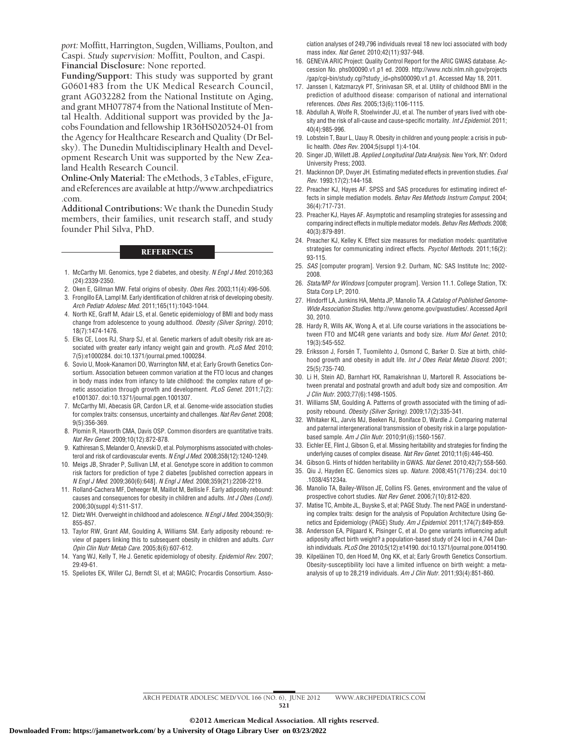*port:* Moffitt, Harrington, Sugden, Williams, Poulton, and Caspi. *Study supervision:* Moffitt, Poulton, and Caspi.

**Financial Disclosure:** None reported.

**Funding/Support:** This study was supported by grant G0601483 from the UK Medical Research Council, grant AG032282 from the National Institute on Aging, and grant MH077874 from the National Institute of Mental Health. Additional support was provided by the Jacobs Foundation and fellowship 1R36HS020524-01 from the Agency for Healthcare Research and Quality (Dr Belsky). The Dunedin Multidisciplinary Health and Development Research Unit was supported by the New Zealand Health Research Council.

**Online-Only Material:** The eMethods, 3 eTables, eFigure, and eReferences are available at http://www.archpediatrics.com.

**Additional Contributions:** We thank the Dunedin Study members, their families, unit research staff, and study founder Phil Silva, PhD.

## REFERENCES

1. McCarthy MI. Genomics, type 2 diabetes, and obesity. *N Engl J Med*. 2010;363(24):2339-2350.
2. Oken E, Gillman MW. Fetal origins of obesity. *Obes Res*. 2003;11(4):496-506.
3. Frongillo EA, Lampl M. Early identification of children at risk of developing obesity. *Arch Pediatr Adolesc Med*. 2011;165(11):1043-1044.
4. North KE, Graff M, Adair LS, et al. Genetic epidemiology of BMI and body mass change from adolescence to young adulthood. *Obesity (Silver Spring)*. 2010;18(7):1474-1476.
5. Elks CE, Loos RJ, Sharp SJ, et al. Genetic markers of adult obesity risk are associated with greater early infancy weight gain and growth. *PLoS Med*. 2010;7(5):e1000284. doi:10.1371/journal.pmed.1000284.
6. Sovio U, Mook-Kanamori DO, Warrington NM, et al; Early Growth Genetics Consortium. Association between common variation at the FTO locus and changes in body mass index from infancy to late childhood: the complex nature of genetic association through growth and development. *PLoS Genet*. 2011;7(2):e1001307. doi:10.1371/journal.pgen.1001307.
7. McCarthy MI, Abecasis GR, Cardon LR, et al. Genome-wide association studies for complex traits: consensus, uncertainty and challenges. *Nat Rev Genet*. 2008;9(5):356-369.
8. Plomin R, Haworth CMA, Davis OSP. Common disorders are quantitative traits. *Nat Rev Genet*. 2009;10(12):872-878.
9. Kathiresan S, Melander O, Anevski D, et al. Polymorphisms associated with cholesterol and risk of cardiovascular events. *N Engl J Med*. 2008;358(12):1240-1249.
10. Meigs JB, Shrader P, Sullivan LM, et al. Genotype score in addition to common risk factors for prediction of type 2 diabetes [published correction appears in *N Engl J Med*. 2009;360(6):648]. *N Engl J Med*. 2008;359(21):2208-2219.
11. Rolland-Cachera MF, Deheeger M, Maillot M, Bellisle F. Early adiposity rebound: causes and consequences for obesity in children and adults. *Int J Obes (Lond)*. 2006;30(suppl 4):S11-S17.
12. Dietz WH. Overweight in childhood and adolescence. *N Engl J Med*. 2004;350(9):855-857.
13. Taylor RW, Grant AM, Goulding A, Williams SM. Early adiposity rebound: review of papers linking this to subsequent obesity in children and adults. *Curr Opin Clin Nutr Metab Care*. 2005;8(6):607-612.
14. Yang WJ, Kelly T, He J. Genetic epidemiology of obesity. *Epidemiol Rev*. 2007;29:49-61.
15. Speliotes EK, Willer CJ, Berndt SI, et al; MAGIC; Procardis Consortium. Association analyses of 249,796 individuals reveal 18 new loci associated with body mass index. *Nat Genet*. 2010;42(11):937-948.
16. GENEVA ARIC Project: Quality Control Report for the ARIC GWAS database. Accession No. phs000090.v1.p1 ed. 2009. http://www.ncbi.nlm.nih.gov/projects/gap/cgi-bin/study.cgi?study_id=phs000090.v1.p1. Accessed May 18, 2011.
17. Janssen I, Katzmarzyk PT, Srinivasan SR, et al. Utility of childhood BMI in the prediction of adulthood disease: comparison of national and international references. *Obes Res*. 2005;13(6):1106-1115.
18. Abdullah A, Wolfe R, Stoelwinder JU, et al. The number of years lived with obesity and the risk of all-cause and cause-specific mortality. *Int J Epidemiol*. 2011;40(4):985-996.
19. Lobstein T, Baur L, Uauy R. Obesity in children and young people: a crisis in public health. *Obes Rev*. 2004;5(suppl 1):4-104.
20. Singer JD, Willett JB. *Applied Longitudinal Data Analysis*. New York, NY: Oxford University Press; 2003.
21. Mackinnon DP, Dwyer JH. Estimating mediated effects in prevention studies. *Eval Rev*. 1993;17(2):144-158.
22. Preacher KJ, Hayes AF. SPSS and SAS procedures for estimating indirect effects in simple mediation models. *Behav Res Methods Instrum Comput*. 2004;36(4):717-731.
23. Preacher KJ, Hayes AF. Asymptotic and resampling strategies for assessing and comparing indirect effects in multiple mediator models. *Behav Res Methods*. 2008;40(3):879-891.
24. Preacher KJ, Kelley K. Effect size measures for mediation models: quantitative strategies for communicating indirect effects. *Psychol Methods*. 2011;16(2):93-115.
25. *SAS* [computer program]. Version 9.2. Durham, NC: SAS Institute Inc; 2002-2008.
26. *Stata/MP for Windows* [computer program]. Version 11.1. College Station, TX: Stata Corp LP; 2010.
27. Hindorff LA, Junkins HA, Mehta JP, Manolio TA. *A Catalog of Published Genome-Wide Association Studies*. http://www.genome.gov/gwastudies/. Accessed April 30, 2010.
28. Hardy R, Wills AK, Wong A, et al. Life course variations in the associations between FTO and MC4R gene variants and body size. *Hum Mol Genet*. 2010;19(3):545-552.
29. Eriksson J, Forsén T, Tuomilehto J, Osmond C, Barker D. Size at birth, childhood growth and obesity in adult life. *Int J Obes Relat Metab Disord*. 2001;25(5):735-740.
30. Li H, Stein AD, Barnhart HX, Ramakrishnan U, Martorell R. Associations between prenatal and postnatal growth and adult body size and composition. *Am J Clin Nutr*. 2003;77(6):1498-1505.
31. Williams SM, Goulding A. Patterns of growth associated with the timing of adiposity rebound. *Obesity (Silver Spring)*. 2009;17(2):335-341.
32. Whitaker KL, Jarvis MJ, Beeken RJ, Boniface D, Wardle J. Comparing maternal and paternal intergenerational transmission of obesity risk in a large population-based sample. *Am J Clin Nutr*. 2010;91(6):1560-1567.
33. Eichler EE, Flint J, Gibson G, et al. Missing heritability and strategies for finding the underlying causes of complex disease. *Nat Rev Genet*. 2010;11(6):446-450.
34. Gibson G. Hints of hidden heritability in GWAS. *Nat Genet*. 2010;42(7):558-560.
35. Qiu J, Hayden EC. Genomics sizes up. *Nature*. 2008;451(7176):234. doi:10.1038/451234a.
36. Manolio TA, Bailey-Wilson JE, Collins FS. Genes, environment and the value of prospective cohort studies. *Nat Rev Genet*. 2006;7(10):812-820.
37. Matise TC, Ambite JL, Buyske S, et al; PAGE Study. The next PAGE in understanding complex traits: design for the analysis of Population Architecture Using Genetics and Epidemiology (PAGE) Study. *Am J Epidemiol*. 2011;174(7):849-859.
38. Andersson EA, Pilgaard K, Pisinger C, et al. Do gene variants influencing adult adiposity affect birth weight? a population-based study of 24 loci in 4,744 Danish individuals. *PLoS One*. 2010;5(12):e14190. doi:10.1371/journal.pone.0014190.
39. Kilpeläinen TO, den Hoed M, Ong KK, et al; Early Growth Genetics Consortium. Obesity-susceptibility loci have a limited influence on birth weight: a meta-analysis of up to 28,219 individuals. *Am J Clin Nutr*. 2011;93(4):851-860.